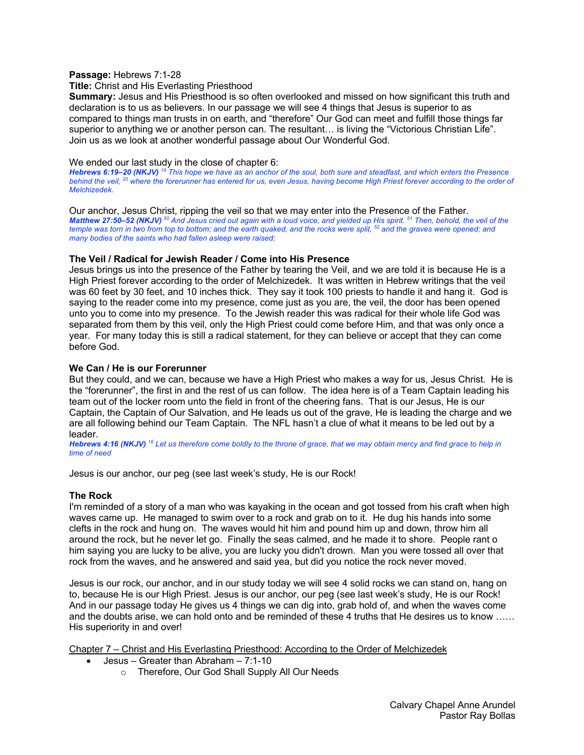**Passage:** Hebrews 7:1-28
**Title:** Christ and His Everlasting Priesthood
**Summary:** Jesus and His Priesthood is so often overlooked and missed on how significant this truth and declaration is to us as believers. In our passage we will see 4 things that Jesus is superior to as compared to things man trusts in on earth, and "therefore" Our God can meet and fulfill those things far superior to anything we or another person can. The resultant… is living the "Victorious Christian Life". Join us as we look at another wonderful passage about Our Wonderful God.

We ended our last study in the close of chapter 6:
***Hebrews 6:19–20 (NKJV)*** *[19] This hope we have as an anchor of the soul, both sure and steadfast, and which enters the Presence behind the veil, [20] where the forerunner has entered for us, even Jesus, having become High Priest forever according to the order of Melchizedek.*

Our anchor, Jesus Christ, ripping the veil so that we may enter into the Presence of the Father.
***Matthew 27:50–52 (NKJV)*** *[50] And Jesus cried out again with a loud voice, and yielded up His spirit. [51] Then, behold, the veil of the temple was torn in two from top to bottom; and the earth quaked, and the rocks were split, [52] and the graves were opened; and many bodies of the saints who had fallen asleep were raised;*

**The Veil / Radical for Jewish Reader / Come into His Presence**
Jesus brings us into the presence of the Father by tearing the Veil, and we are told it is because He is a High Priest forever according to the order of Melchizedek. It was written in Hebrew writings that the veil was 60 feet by 30 feet, and 10 inches thick. They say it took 100 priests to handle it and hang it. God is saying to the reader come into my presence, come just as you are, the veil, the door has been opened unto you to come into my presence. To the Jewish reader this was radical for their whole life God was separated from them by this veil, only the High Priest could come before Him, and that was only once a year. For many today this is still a radical statement, for they can believe or accept that they can come before God.

**We Can / He is our Forerunner**
But they could, and we can, because we have a High Priest who makes a way for us, Jesus Christ. He is the "forerunner", the first in and the rest of us can follow. The idea here is of a Team Captain leading his team out of the locker room unto the field in front of the cheering fans. That is our Jesus, He is our Captain, the Captain of Our Salvation, and He leads us out of the grave, He is leading the charge and we are all following behind our Team Captain. The NFL hasn't a clue of what it means to be led out by a leader.
***Hebrews 4:16 (NKJV)*** *[16] Let us therefore come boldly to the throne of grace, that we may obtain mercy and find grace to help in time of need*

Jesus is our anchor, our peg (see last week's study, He is our Rock!

**The Rock**
I'm reminded of a story of a man who was kayaking in the ocean and got tossed from his craft when high waves came up. He managed to swim over to a rock and grab on to it. He dug his hands into some clefts in the rock and hung on. The waves would hit him and pound him up and down, throw him all around the rock, but he never let go. Finally the seas calmed, and he made it to shore. People rant o him saying you are lucky to be alive, you are lucky you didn't drown. Man you were tossed all over that rock from the waves, and he answered and said yea, but did you notice the rock never moved.

Jesus is our rock, our anchor, and in our study today we will see 4 solid rocks we can stand on, hang on to, because He is our High Priest. Jesus is our anchor, our peg (see last week's study, He is our Rock! And in our passage today He gives us 4 things we can dig into, grab hold of, and when the waves come and the doubts arise, we can hold onto and be reminded of these 4 truths that He desires us to know …… His superiority in and over!

<u>Chapter 7 – Christ and His Everlasting Priesthood: According to the Order of Melchizedek</u>

- Jesus – Greater than Abraham – 7:1-10
  - Therefore, Our God Shall Supply All Our Needs

Calvary Chapel Anne Arundel
Pastor Ray Bollas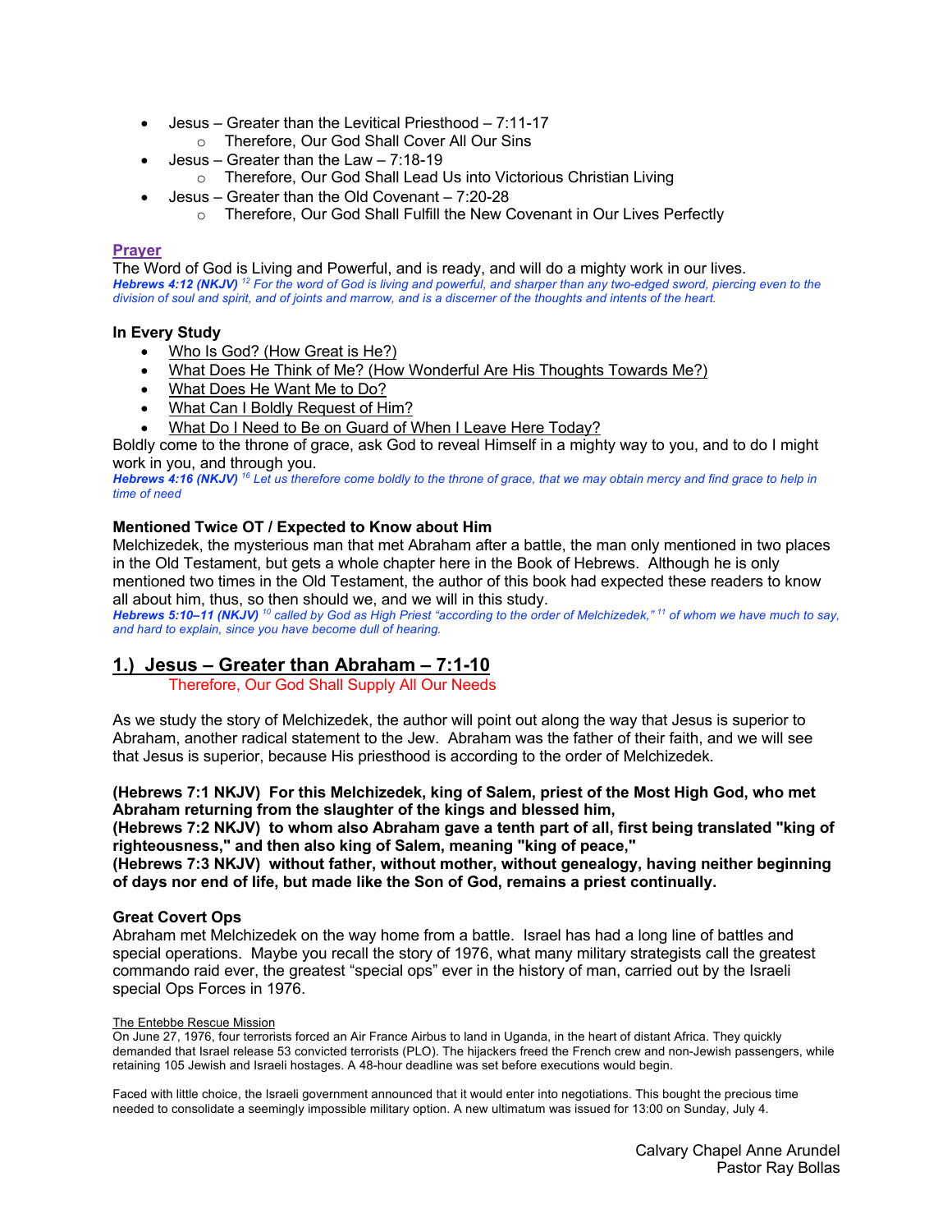- Jesus – Greater than the Levitical Priesthood – 7:11-17
    - Therefore, Our God Shall Cover All Our Sins
- Jesus – Greater than the Law – 7:18-19
    - Therefore, Our God Shall Lead Us into Victorious Christian Living
- Jesus – Greater than the Old Covenant – 7:20-28
    - Therefore, Our God Shall Fulfill the New Covenant in Our Lives Perfectly

**Prayer**

The Word of God is Living and Powerful, and is ready, and will do a mighty work in our lives.

***Hebrews 4:12 (NKJV)*** *[12] For the word of God is living and powerful, and sharper than any two-edged sword, piercing even to the division of soul and spirit, and of joints and marrow, and is a discerner of the thoughts and intents of the heart.*

**In Every Study**

- Who Is God? (How Great is He?)
- What Does He Think of Me? (How Wonderful Are His Thoughts Towards Me?)
- What Does He Want Me to Do?
- What Can I Boldly Request of Him?
- What Do I Need to Be on Guard of When I Leave Here Today?

Boldly come to the throne of grace, ask God to reveal Himself in a mighty way to you, and to do I might work in you, and through you.

***Hebrews 4:16 (NKJV)*** *[16] Let us therefore come boldly to the throne of grace, that we may obtain mercy and find grace to help in time of need*

**Mentioned Twice OT / Expected to Know about Him**

Melchizedek, the mysterious man that met Abraham after a battle, the man only mentioned in two places in the Old Testament, but gets a whole chapter here in the Book of Hebrews. Although he is only mentioned two times in the Old Testament, the author of this book had expected these readers to know all about him, thus, so then should we, and we will in this study.

***Hebrews 5:10–11 (NKJV)*** *[10] called by God as High Priest "according to the order of Melchizedek," [11] of whom we have much to say, and hard to explain, since you have become dull of hearing.*

## 1.) Jesus – Greater than Abraham – 7:1-10

Therefore, Our God Shall Supply All Our Needs

As we study the story of Melchizedek, the author will point out along the way that Jesus is superior to Abraham, another radical statement to the Jew. Abraham was the father of their faith, and we will see that Jesus is superior, because His priesthood is according to the order of Melchizedek.

**(Hebrews 7:1 NKJV) For this Melchizedek, king of Salem, priest of the Most High God, who met Abraham returning from the slaughter of the kings and blessed him,**
**(Hebrews 7:2 NKJV) to whom also Abraham gave a tenth part of all, first being translated "king of righteousness," and then also king of Salem, meaning "king of peace,"**
**(Hebrews 7:3 NKJV) without father, without mother, without genealogy, having neither beginning of days nor end of life, but made like the Son of God, remains a priest continually.**

**Great Covert Ops**

Abraham met Melchizedek on the way home from a battle. Israel has had a long line of battles and special operations. Maybe you recall the story of 1976, what many military strategists call the greatest commando raid ever, the greatest "special ops" ever in the history of man, carried out by the Israeli special Ops Forces in 1976.

The Entebbe Rescue Mission

On June 27, 1976, four terrorists forced an Air France Airbus to land in Uganda, in the heart of distant Africa. They quickly demanded that Israel release 53 convicted terrorists (PLO). The hijackers freed the French crew and non-Jewish passengers, while retaining 105 Jewish and Israeli hostages. A 48-hour deadline was set before executions would begin.

Faced with little choice, the Israeli government announced that it would enter into negotiations. This bought the precious time needed to consolidate a seemingly impossible military option. A new ultimatum was issued for 13:00 on Sunday, July 4.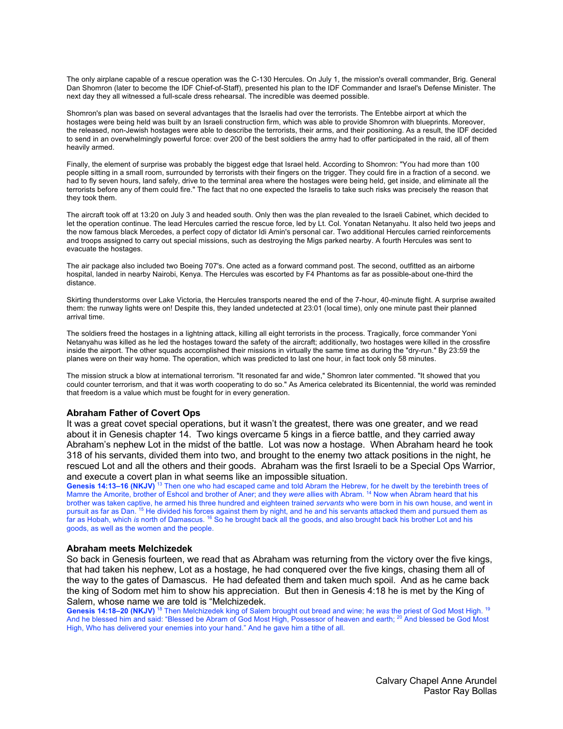The only airplane capable of a rescue operation was the C-130 Hercules. On July 1, the mission's overall commander, Brig. General Dan Shomron (later to become the IDF Chief-of-Staff), presented his plan to the IDF Commander and Israel's Defense Minister. The next day they all witnessed a full-scale dress rehearsal. The incredible was deemed possible.

Shomron's plan was based on several advantages that the Israelis had over the terrorists. The Entebbe airport at which the hostages were being held was built by an Israeli construction firm, which was able to provide Shomron with blueprints. Moreover, the released, non-Jewish hostages were able to describe the terrorists, their arms, and their positioning. As a result, the IDF decided to send in an overwhelmingly powerful force: over 200 of the best soldiers the army had to offer participated in the raid, all of them heavily armed.

Finally, the element of surprise was probably the biggest edge that Israel held. According to Shomron: "You had more than 100 people sitting in a small room, surrounded by terrorists with their fingers on the trigger. They could fire in a fraction of a second. we had to fly seven hours, land safely, drive to the terminal area where the hostages were being held, get inside, and eliminate all the terrorists before any of them could fire." The fact that no one expected the Israelis to take such risks was precisely the reason that they took them.

The aircraft took off at 13:20 on July 3 and headed south. Only then was the plan revealed to the Israeli Cabinet, which decided to let the operation continue. The lead Hercules carried the rescue force, led by Lt. Col. Yonatan Netanyahu. It also held two jeeps and the now famous black Mercedes, a perfect copy of dictator Idi Amin's personal car. Two additional Hercules carried reinforcements and troops assigned to carry out special missions, such as destroying the Migs parked nearby. A fourth Hercules was sent to evacuate the hostages.

The air package also included two Boeing 707's. One acted as a forward command post. The second, outfitted as an airborne hospital, landed in nearby Nairobi, Kenya. The Hercules was escorted by F4 Phantoms as far as possible-about one-third the distance.

Skirting thunderstorms over Lake Victoria, the Hercules transports neared the end of the 7-hour, 40-minute flight. A surprise awaited them: the runway lights were on! Despite this, they landed undetected at 23:01 (local time), only one minute past their planned arrival time.

The soldiers freed the hostages in a lightning attack, killing all eight terrorists in the process. Tragically, force commander Yoni Netanyahu was killed as he led the hostages toward the safety of the aircraft; additionally, two hostages were killed in the crossfire inside the airport. The other squads accomplished their missions in virtually the same time as during the "dry-run." By 23:59 the planes were on their way home. The operation, which was predicted to last one hour, in fact took only 58 minutes.

The mission struck a blow at international terrorism. "It resonated far and wide," Shomron later commented. "It showed that you could counter terrorism, and that it was worth cooperating to do so." As America celebrated its Bicentennial, the world was reminded that freedom is a value which must be fought for in every generation.

### Abraham Father of Covert Ops

It was a great covet special operations, but it wasn't the greatest, there was one greater, and we read about it in Genesis chapter 14. Two kings overcame 5 kings in a fierce battle, and they carried away Abraham's nephew Lot in the midst of the battle. Lot was now a hostage. When Abraham heard he took 318 of his servants, divided them into two, and brought to the enemy two attack positions in the night, he rescued Lot and all the others and their goods. Abraham was the first Israeli to be a Special Ops Warrior, and execute a covert plan in what seems like an impossible situation.

**Genesis 14:13–16 (NKJV)** [13] Then one who had escaped came and told Abram the Hebrew, for he dwelt by the terebinth trees of Mamre the Amorite, brother of Eshcol and brother of Aner; and they *were* allies with Abram. [14] Now when Abram heard that his brother was taken captive, he armed his three hundred and eighteen trained *servants* who were born in his own house, and went in pursuit as far as Dan. [15] He divided his forces against them by night, and he and his servants attacked them and pursued them as far as Hobah, which *is* north of Damascus. [16] So he brought back all the goods, and also brought back his brother Lot and his goods, as well as the women and the people.

### Abraham meets Melchizedek

So back in Genesis fourteen, we read that as Abraham was returning from the victory over the five kings, that had taken his nephew, Lot as a hostage, he had conquered over the five kings, chasing them all of the way to the gates of Damascus. He had defeated them and taken much spoil. And as he came back the king of Sodom met him to show his appreciation. But then in Genesis 4:18 he is met by the King of Salem, whose name we are told is "Melchizedek.

**Genesis 14:18–20 (NKJV)** [18] Then Melchizedek king of Salem brought out bread and wine; he *was* the priest of God Most High. [19] And he blessed him and said: "Blessed be Abram of God Most High, Possessor of heaven and earth; [20] And blessed be God Most High, Who has delivered your enemies into your hand." And he gave him a tithe of all.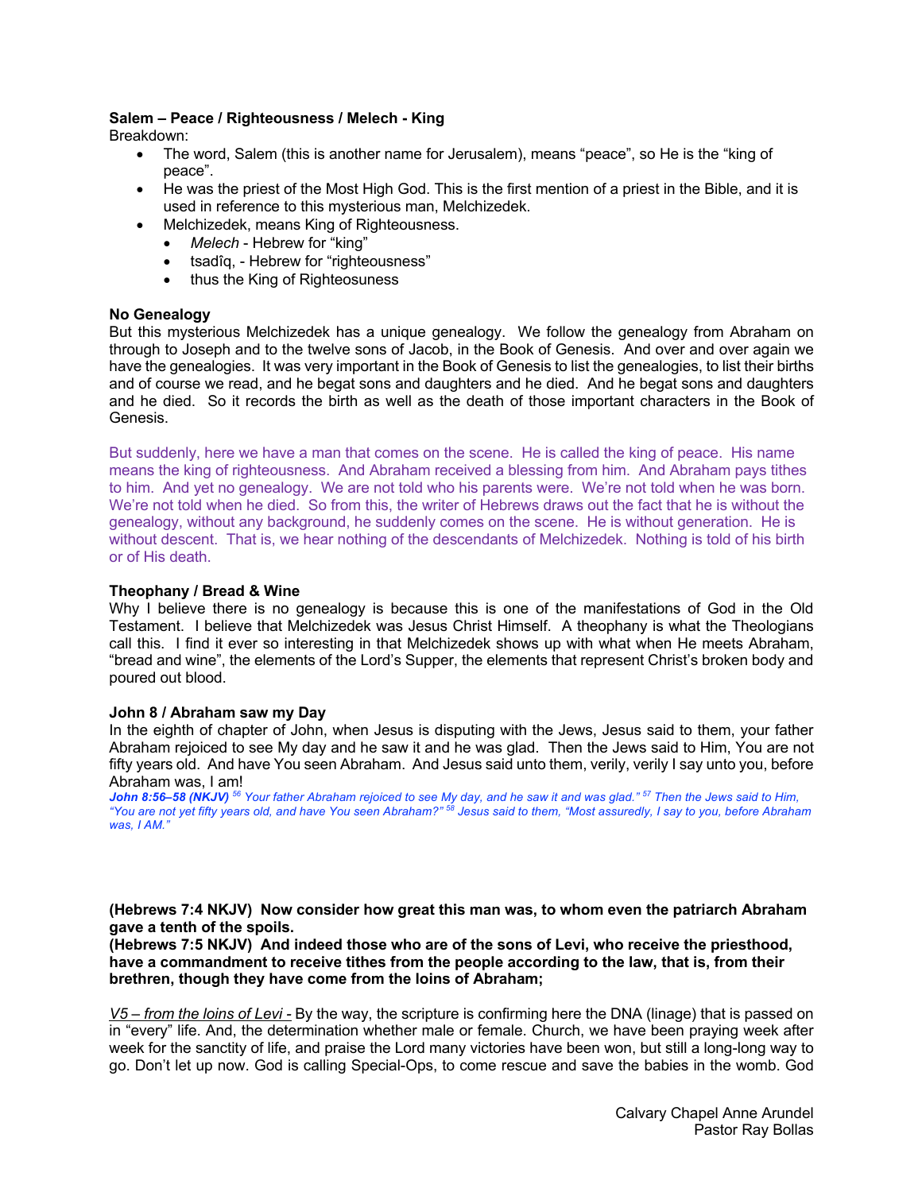**Salem – Peace / Righteousness / Melech - King**

Breakdown:

- The word, Salem (this is another name for Jerusalem), means "peace", so He is the "king of peace".
- He was the priest of the Most High God. This is the first mention of a priest in the Bible, and it is used in reference to this mysterious man, Melchizedek.
- Melchizedek, means King of Righteousness.
  - *Melech* - Hebrew for "king"
  - tsadîq, - Hebrew for "righteousness"
  - thus the King of Righteosuness

**No Genealogy**

But this mysterious Melchizedek has a unique genealogy. We follow the genealogy from Abraham on through to Joseph and to the twelve sons of Jacob, in the Book of Genesis. And over and over again we have the genealogies. It was very important in the Book of Genesis to list the genealogies, to list their births and of course we read, and he begat sons and daughters and he died. And he begat sons and daughters and he died. So it records the birth as well as the death of those important characters in the Book of Genesis.

But suddenly, here we have a man that comes on the scene. He is called the king of peace. His name means the king of righteousness. And Abraham received a blessing from him. And Abraham pays tithes to him. And yet no genealogy. We are not told who his parents were. We're not told when he was born. We're not told when he died. So from this, the writer of Hebrews draws out the fact that he is without the genealogy, without any background, he suddenly comes on the scene. He is without generation. He is without descent. That is, we hear nothing of the descendants of Melchizedek. Nothing is told of his birth or of His death.

**Theophany / Bread & Wine**

Why I believe there is no genealogy is because this is one of the manifestations of God in the Old Testament. I believe that Melchizedek was Jesus Christ Himself. A theophany is what the Theologians call this. I find it ever so interesting in that Melchizedek shows up with what when He meets Abraham, "bread and wine", the elements of the Lord's Supper, the elements that represent Christ's broken body and poured out blood.

**John 8 / Abraham saw my Day**

In the eighth of chapter of John, when Jesus is disputing with the Jews, Jesus said to them, your father Abraham rejoiced to see My day and he saw it and he was glad. Then the Jews said to Him, You are not fifty years old. And have You seen Abraham. And Jesus said unto them, verily, verily I say unto you, before Abraham was, I am!

***John 8:56–58 (NKJV)*** *[56] Your father Abraham rejoiced to see My day, and he saw it and was glad." [57] Then the Jews said to Him, "You are not yet fifty years old, and have You seen Abraham?" [58] Jesus said to them, "Most assuredly, I say to you, before Abraham was, I AM."*

**(Hebrews 7:4 NKJV) Now consider how great this man was, to whom even the patriarch Abraham gave a tenth of the spoils.**

**(Hebrews 7:5 NKJV) And indeed those who are of the sons of Levi, who receive the priesthood, have a commandment to receive tithes from the people according to the law, that is, from their brethren, though they have come from the loins of Abraham;**

<u>*V5 – from the loins of Levi -*</u> By the way, the scripture is confirming here the DNA (linage) that is passed on in "every" life. And, the determination whether male or female. Church, we have been praying week after week for the sanctity of life, and praise the Lord many victories have been won, but still a long-long way to go. Don't let up now. God is calling Special-Ops, to come rescue and save the babies in the womb. God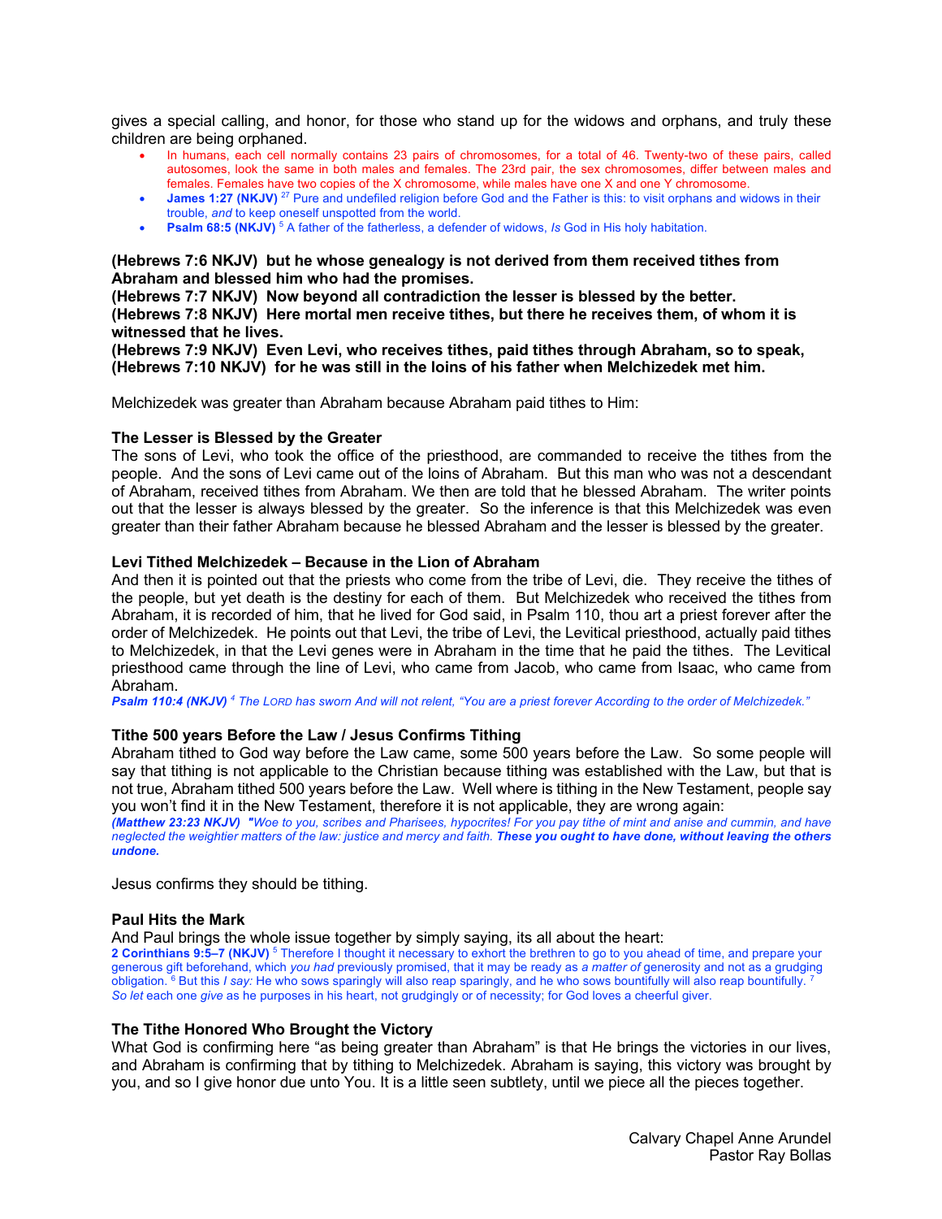gives a special calling, and honor, for those who stand up for the widows and orphans, and truly these children are being orphaned.

- In humans, each cell normally contains 23 pairs of chromosomes, for a total of 46. Twenty-two of these pairs, called autosomes, look the same in both males and females. The 23rd pair, the sex chromosomes, differ between males and females. Females have two copies of the X chromosome, while males have one X and one Y chromosome.
- **James 1:27 (NKJV)** [27] Pure and undefiled religion before God and the Father is this: to visit orphans and widows in their trouble, *and* to keep oneself unspotted from the world.
- **Psalm 68:5 (NKJV)** [5] A father of the fatherless, a defender of widows, *Is* God in His holy habitation.

**(Hebrews 7:6 NKJV) but he whose genealogy is not derived from them received tithes from Abraham and blessed him who had the promises.**
**(Hebrews 7:7 NKJV) Now beyond all contradiction the lesser is blessed by the better.**
**(Hebrews 7:8 NKJV) Here mortal men receive tithes, but there he receives them, of whom it is witnessed that he lives.**
**(Hebrews 7:9 NKJV) Even Levi, who receives tithes, paid tithes through Abraham, so to speak,**
**(Hebrews 7:10 NKJV) for he was still in the loins of his father when Melchizedek met him.**

Melchizedek was greater than Abraham because Abraham paid tithes to Him:

**The Lesser is Blessed by the Greater**
The sons of Levi, who took the office of the priesthood, are commanded to receive the tithes from the people. And the sons of Levi came out of the loins of Abraham. But this man who was not a descendant of Abraham, received tithes from Abraham. We then are told that he blessed Abraham. The writer points out that the lesser is always blessed by the greater. So the inference is that this Melchizedek was even greater than their father Abraham because he blessed Abraham and the lesser is blessed by the greater.

**Levi Tithed Melchizedek – Because in the Lion of Abraham**
And then it is pointed out that the priests who come from the tribe of Levi, die. They receive the tithes of the people, but yet death is the destiny for each of them. But Melchizedek who received the tithes from Abraham, it is recorded of him, that he lived for God said, in Psalm 110, thou art a priest forever after the order of Melchizedek. He points out that Levi, the tribe of Levi, the Levitical priesthood, actually paid tithes to Melchizedek, in that the Levi genes were in Abraham in the time that he paid the tithes. The Levitical priesthood came through the line of Levi, who came from Jacob, who came from Isaac, who came from Abraham.
***Psalm 110:4 (NKJV)*** *[4] The LORD has sworn And will not relent, "You are a priest forever According to the order of Melchizedek."*

**Tithe 500 years Before the Law / Jesus Confirms Tithing**
Abraham tithed to God way before the Law came, some 500 years before the Law. So some people will say that tithing is not applicable to the Christian because tithing was established with the Law, but that is not true, Abraham tithed 500 years before the Law. Well where is tithing in the New Testament, people say you won't find it in the New Testament, therefore it is not applicable, they are wrong again:
***(Matthew 23:23 NKJV)*** *"Woe to you, scribes and Pharisees, hypocrites! For you pay tithe of mint and anise and cummin, and have neglected the weightier matters of the law: justice and mercy and faith.* ***These you ought to have done, without leaving the others undone.***

Jesus confirms they should be tithing.

**Paul Hits the Mark**
And Paul brings the whole issue together by simply saying, its all about the heart:
**2 Corinthians 9:5–7 (NKJV)** [5] Therefore I thought it necessary to exhort the brethren to go to you ahead of time, and prepare your generous gift beforehand, which *you had* previously promised, that it may be ready as *a matter of* generosity and not as a grudging obligation. [6] But this *I say:* He who sows sparingly will also reap sparingly, and he who sows bountifully will also reap bountifully. [7] *So let* each one *give* as he purposes in his heart, not grudgingly or of necessity; for God loves a cheerful giver.

**The Tithe Honored Who Brought the Victory**
What God is confirming here "as being greater than Abraham" is that He brings the victories in our lives, and Abraham is confirming that by tithing to Melchizedek. Abraham is saying, this victory was brought by you, and so I give honor due unto You. It is a little seen subtlety, until we piece all the pieces together.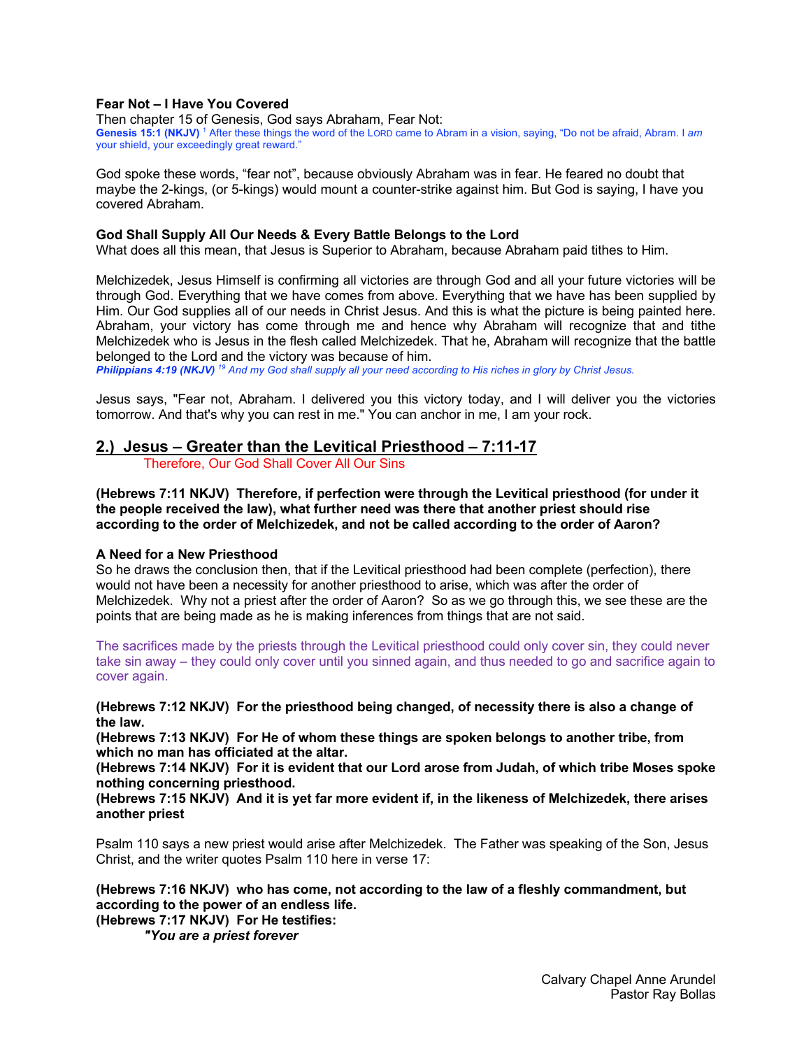**Fear Not – I Have You Covered**

Then chapter 15 of Genesis, God says Abraham, Fear Not:

**Genesis 15:1 (NKJV)** [1] After these things the word of the LORD came to Abram in a vision, saying, "Do not be afraid, Abram. I *am* your shield, your exceedingly great reward."

God spoke these words, "fear not", because obviously Abraham was in fear. He feared no doubt that maybe the 2-kings, (or 5-kings) would mount a counter-strike against him. But God is saying, I have you covered Abraham.

**God Shall Supply All Our Needs & Every Battle Belongs to the Lord**

What does all this mean, that Jesus is Superior to Abraham, because Abraham paid tithes to Him.

Melchizedek, Jesus Himself is confirming all victories are through God and all your future victories will be through God. Everything that we have comes from above. Everything that we have has been supplied by Him. Our God supplies all of our needs in Christ Jesus. And this is what the picture is being painted here. Abraham, your victory has come through me and hence why Abraham will recognize that and tithe Melchizedek who is Jesus in the flesh called Melchizedek. That he, Abraham will recognize that the battle belonged to the Lord and the victory was because of him.

***Philippians 4:19 (NKJV)*** *[19] And my God shall supply all your need according to His riches in glory by Christ Jesus.*

Jesus says, "Fear not, Abraham. I delivered you this victory today, and I will deliver you the victories tomorrow. And that's why you can rest in me." You can anchor in me, I am your rock.

## 2.) Jesus – Greater than the Levitical Priesthood – 7:11-17

Therefore, Our God Shall Cover All Our Sins

**(Hebrews 7:11 NKJV) Therefore, if perfection were through the Levitical priesthood (for under it the people received the law), what further need was there that another priest should rise according to the order of Melchizedek, and not be called according to the order of Aaron?**

**A Need for a New Priesthood**

So he draws the conclusion then, that if the Levitical priesthood had been complete (perfection), there would not have been a necessity for another priesthood to arise, which was after the order of Melchizedek. Why not a priest after the order of Aaron? So as we go through this, we see these are the points that are being made as he is making inferences from things that are not said.

The sacrifices made by the priests through the Levitical priesthood could only cover sin, they could never take sin away – they could only cover until you sinned again, and thus needed to go and sacrifice again to cover again.

**(Hebrews 7:12 NKJV) For the priesthood being changed, of necessity there is also a change of the law.**
**(Hebrews 7:13 NKJV) For He of whom these things are spoken belongs to another tribe, from which no man has officiated at the altar.**
**(Hebrews 7:14 NKJV) For it is evident that our Lord arose from Judah, of which tribe Moses spoke nothing concerning priesthood.**
**(Hebrews 7:15 NKJV) And it is yet far more evident if, in the likeness of Melchizedek, there arises another priest**

Psalm 110 says a new priest would arise after Melchizedek. The Father was speaking of the Son, Jesus Christ, and the writer quotes Psalm 110 here in verse 17:

**(Hebrews 7:16 NKJV) who has come, not according to the law of a fleshly commandment, but according to the power of an endless life.**
**(Hebrews 7:17 NKJV) For He testifies:**

***"You are a priest forever***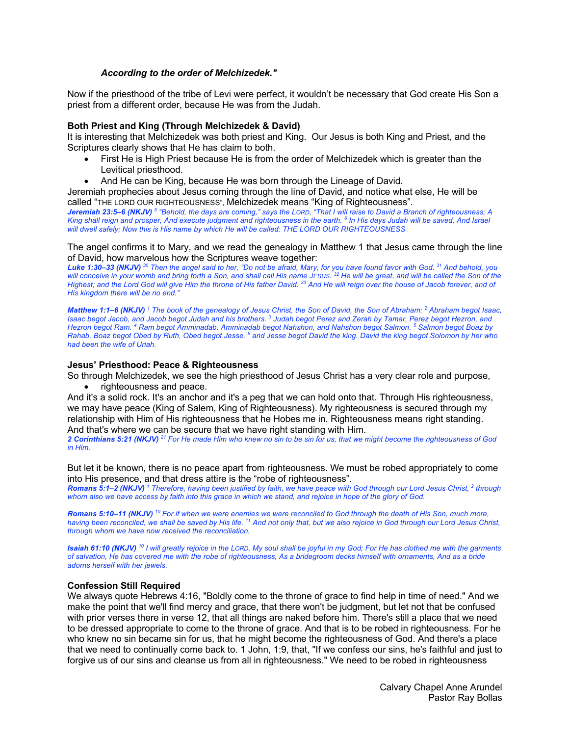***According to the order of Melchizedek."***

Now if the priesthood of the tribe of Levi were perfect, it wouldn't be necessary that God create His Son a priest from a different order, because He was from the Judah.

**Both Priest and King (Through Melchizedek & David)**

It is interesting that Melchizedek was both priest and King. Our Jesus is both King and Priest, and the Scriptures clearly shows that He has claim to both.

- First He is High Priest because He is from the order of Melchizedek which is greater than the Levitical priesthood.
- And He can be King, because He was born through the Lineage of David.

Jeremiah prophecies about Jesus coming through the line of David, and notice what else, He will be called "THE LORD OUR RIGHTEOUSNESS", Melchizedek means "King of Righteousness".

***Jeremiah 23:5–6 (NKJV)*** *[5] "Behold, the days are coming," says the LORD, "That I will raise to David a Branch of righteousness; A King shall reign and prosper, And execute judgment and righteousness in the earth. [6] In His days Judah will be saved, And Israel will dwell safely; Now this is His name by which He will be called: THE LORD OUR RIGHTEOUSNESS*

The angel confirms it to Mary, and we read the genealogy in Matthew 1 that Jesus came through the line of David, how marvelous how the Scriptures weave together:

***Luke 1:30–33 (NKJV)*** *[30] Then the angel said to her, "Do not be afraid, Mary, for you have found favor with God. [31] And behold, you will conceive in your womb and bring forth a Son, and shall call His name JESUS. [32] He will be great, and will be called the Son of the Highest; and the Lord God will give Him the throne of His father David. [33] And He will reign over the house of Jacob forever, and of His kingdom there will be no end."*

***Matthew 1:1–6 (NKJV)*** *[1] The book of the genealogy of Jesus Christ, the Son of David, the Son of Abraham: [2] Abraham begot Isaac, Isaac begot Jacob, and Jacob begot Judah and his brothers. [3] Judah begot Perez and Zerah by Tamar, Perez begot Hezron, and Hezron begot Ram. [4] Ram begot Amminadab, Amminadab begot Nahshon, and Nahshon begot Salmon. [5] Salmon begot Boaz by Rahab, Boaz begot Obed by Ruth, Obed begot Jesse, [6] and Jesse begot David the king. David the king begot Solomon by her who had been the wife of Uriah.*

**Jesus' Priesthood: Peace & Righteousness**

So through Melchizedek, we see the high priesthood of Jesus Christ has a very clear role and purpose,

- righteousness and peace.

And it's a solid rock. It's an anchor and it's a peg that we can hold onto that. Through His righteousness, we may have peace (King of Salem, King of Righteousness). My righteousness is secured through my relationship with Him of His righteousness that he Hobes me in. Righteousness means right standing. And that's where we can be secure that we have right standing with Him.

***2 Corinthians 5:21 (NKJV)*** *[21] For He made Him who knew no sin to be sin for us, that we might become the righteousness of God in Him.*

But let it be known, there is no peace apart from righteousness. We must be robed appropriately to come into His presence, and that dress attire is the "robe of righteousness".

***Romans 5:1–2 (NKJV)*** *[1] Therefore, having been justified by faith, we have peace with God through our Lord Jesus Christ, [2] through whom also we have access by faith into this grace in which we stand, and rejoice in hope of the glory of God.*

***Romans 5:10–11 (NKJV)*** *[10] For if when we were enemies we were reconciled to God through the death of His Son, much more, having been reconciled, we shall be saved by His life. [11] And not only that, but we also rejoice in God through our Lord Jesus Christ, through whom we have now received the reconciliation.*

***Isaiah 61:10 (NKJV)*** *[10] I will greatly rejoice in the LORD, My soul shall be joyful in my God; For He has clothed me with the garments of salvation, He has covered me with the robe of righteousness, As a bridegroom decks himself with ornaments, And as a bride adorns herself with her jewels.*

**Confession Still Required**

We always quote Hebrews 4:16, "Boldly come to the throne of grace to find help in time of need." And we make the point that we'll find mercy and grace, that there won't be judgment, but let not that be confused with prior verses there in verse 12, that all things are naked before him. There's still a place that we need to be dressed appropriate to come to the throne of grace. And that is to be robed in righteousness. For he who knew no sin became sin for us, that he might become the righteousness of God. And there's a place that we need to continually come back to. 1 John, 1:9, that, "If we confess our sins, he's faithful and just to forgive us of our sins and cleanse us from all in righteousness." We need to be robed in righteousness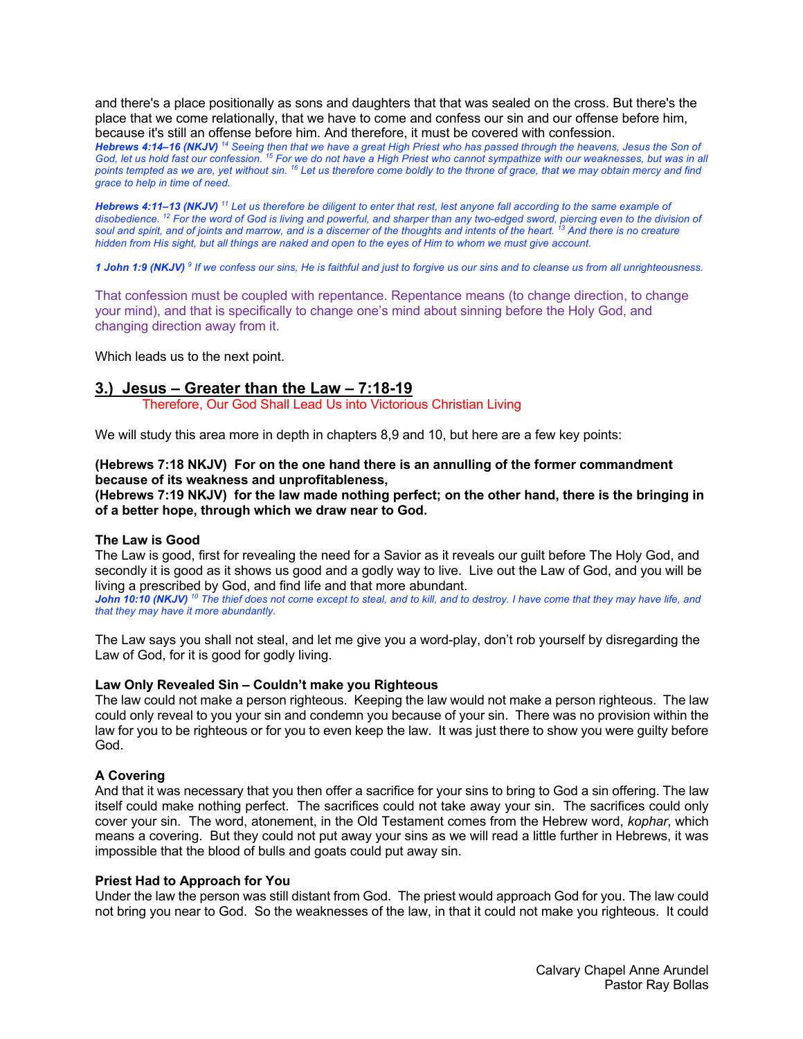and there's a place positionally as sons and daughters that that was sealed on the cross. But there's the place that we come relationally, that we have to come and confess our sin and our offense before him, because it's still an offense before him. And therefore, it must be covered with confession.

***Hebrews 4:14–16 (NKJV)*** *[14] Seeing then that we have a great High Priest who has passed through the heavens, Jesus the Son of God, let us hold fast our confession. [15] For we do not have a High Priest who cannot sympathize with our weaknesses, but was in all points tempted as we are, yet without sin. [16] Let us therefore come boldly to the throne of grace, that we may obtain mercy and find grace to help in time of need.*

***Hebrews 4:11–13 (NKJV)*** *[11] Let us therefore be diligent to enter that rest, lest anyone fall according to the same example of disobedience. [12] For the word of God is living and powerful, and sharper than any two-edged sword, piercing even to the division of soul and spirit, and of joints and marrow, and is a discerner of the thoughts and intents of the heart. [13] And there is no creature hidden from His sight, but all things are naked and open to the eyes of Him to whom we must give account.*

***1 John 1:9 (NKJV)*** *[9] If we confess our sins, He is faithful and just to forgive us our sins and to cleanse us from all unrighteousness.*

That confession must be coupled with repentance. Repentance means (to change direction, to change your mind), and that is specifically to change one's mind about sinning before the Holy God, and changing direction away from it.

Which leads us to the next point.

## 3.) Jesus – Greater than the Law – 7:18-19

Therefore, Our God Shall Lead Us into Victorious Christian Living

We will study this area more in depth in chapters 8,9 and 10, but here are a few key points:

**(Hebrews 7:18 NKJV) For on the one hand there is an annulling of the former commandment because of its weakness and unprofitableness,**
**(Hebrews 7:19 NKJV) for the law made nothing perfect; on the other hand, there is the bringing in of a better hope, through which we draw near to God.**

**The Law is Good**
The Law is good, first for revealing the need for a Savior as it reveals our guilt before The Holy God, and secondly it is good as it shows us good and a godly way to live. Live out the Law of God, and you will be living a prescribed by God, and find life and that more abundant.

***John 10:10 (NKJV)*** *[10] The thief does not come except to steal, and to kill, and to destroy. I have come that they may have life, and that they may have it more abundantly.*

The Law says you shall not steal, and let me give you a word-play, don't rob yourself by disregarding the Law of God, for it is good for godly living.

**Law Only Revealed Sin – Couldn't make you Righteous**
The law could not make a person righteous. Keeping the law would not make a person righteous. The law could only reveal to you your sin and condemn you because of your sin. There was no provision within the law for you to be righteous or for you to even keep the law. It was just there to show you were guilty before God.

**A Covering**
And that it was necessary that you then offer a sacrifice for your sins to bring to God a sin offering. The law itself could make nothing perfect. The sacrifices could not take away your sin. The sacrifices could only cover your sin. The word, atonement, in the Old Testament comes from the Hebrew word, *kophar*, which means a covering. But they could not put away your sins as we will read a little further in Hebrews, it was impossible that the blood of bulls and goats could put away sin.

**Priest Had to Approach for You**
Under the law the person was still distant from God. The priest would approach God for you. The law could not bring you near to God. So the weaknesses of the law, in that it could not make you righteous. It could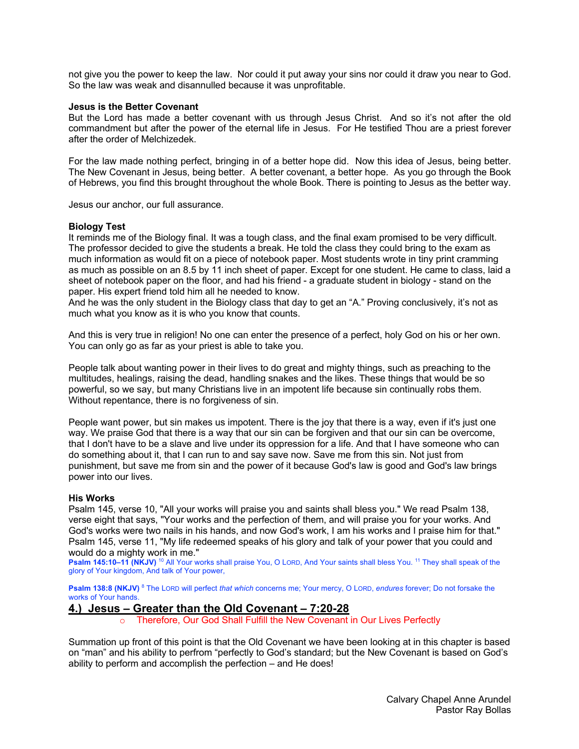not give you the power to keep the law. Nor could it put away your sins nor could it draw you near to God. So the law was weak and disannulled because it was unprofitable.

**Jesus is the Better Covenant**
But the Lord has made a better covenant with us through Jesus Christ. And so it's not after the old commandment but after the power of the eternal life in Jesus. For He testified Thou are a priest forever after the order of Melchizedek.

For the law made nothing perfect, bringing in of a better hope did. Now this idea of Jesus, being better. The New Covenant in Jesus, being better. A better covenant, a better hope. As you go through the Book of Hebrews, you find this brought throughout the whole Book. There is pointing to Jesus as the better way.

Jesus our anchor, our full assurance.

**Biology Test**
It reminds me of the Biology final. It was a tough class, and the final exam promised to be very difficult. The professor decided to give the students a break. He told the class they could bring to the exam as much information as would fit on a piece of notebook paper. Most students wrote in tiny print cramming as much as possible on an 8.5 by 11 inch sheet of paper. Except for one student. He came to class, laid a sheet of notebook paper on the floor, and had his friend - a graduate student in biology - stand on the paper. His expert friend told him all he needed to know.
And he was the only student in the Biology class that day to get an "A." Proving conclusively, it's not as much what you know as it is who you know that counts.

And this is very true in religion! No one can enter the presence of a perfect, holy God on his or her own. You can only go as far as your priest is able to take you.

People talk about wanting power in their lives to do great and mighty things, such as preaching to the multitudes, healings, raising the dead, handling snakes and the likes. These things that would be so powerful, so we say, but many Christians live in an impotent life because sin continually robs them. Without repentance, there is no forgiveness of sin.

People want power, but sin makes us impotent. There is the joy that there is a way, even if it's just one way. We praise God that there is a way that our sin can be forgiven and that our sin can be overcome, that I don't have to be a slave and live under its oppression for a life. And that I have someone who can do something about it, that I can run to and say save now. Save me from this sin. Not just from punishment, but save me from sin and the power of it because God's law is good and God's law brings power into our lives.

**His Works**
Psalm 145, verse 10, "All your works will praise you and saints shall bless you." We read Psalm 138, verse eight that says, "Your works and the perfection of them, and will praise you for your works. And God's works were two nails in his hands, and now God's work, I am his works and I praise him for that." Psalm 145, verse 11, "My life redeemed speaks of his glory and talk of your power that you could and would do a mighty work in me."
**Psalm 145:10–11 (NKJV)** [10] All Your works shall praise You, O LORD, And Your saints shall bless You. [11] They shall speak of the glory of Your kingdom, And talk of Your power,

**Psalm 138:8 (NKJV)** [8] The LORD will perfect *that which* concerns me; Your mercy, O LORD, *endures* forever; Do not forsake the works of Your hands.

## 4.) Jesus – Greater than the Old Covenant – 7:20-28

- Therefore, Our God Shall Fulfill the New Covenant in Our Lives Perfectly

Summation up front of this point is that the Old Covenant we have been looking at in this chapter is based on "man" and his ability to perfrom "perfectly to God's standard; but the New Covenant is based on God's ability to perform and accomplish the perfection – and He does!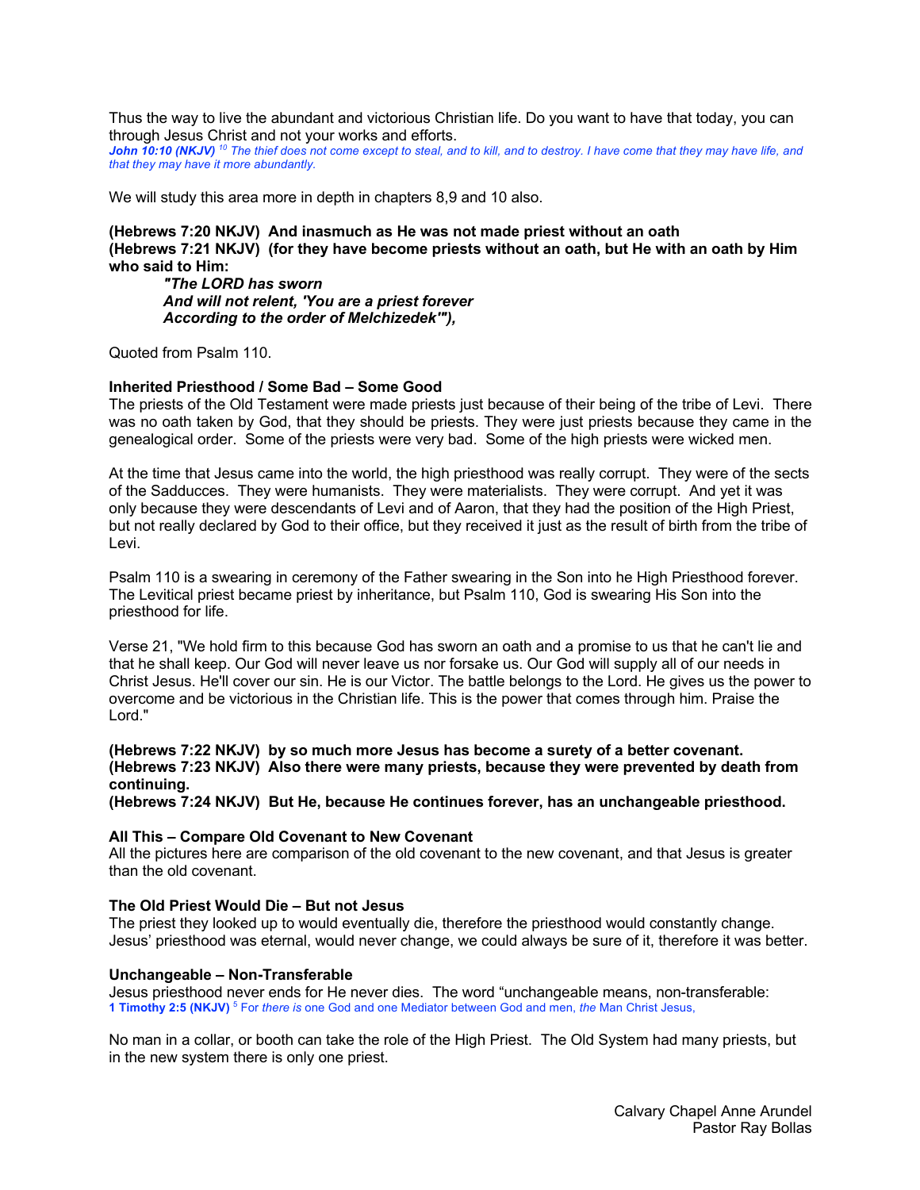Thus the way to live the abundant and victorious Christian life. Do you want to have that today, you can through Jesus Christ and not your works and efforts.
***John 10:10 (NKJV)*** *[10] The thief does not come except to steal, and to kill, and to destroy. I have come that they may have life, and that they may have it more abundantly.*

We will study this area more in depth in chapters 8,9 and 10 also.

**(Hebrews 7:20 NKJV)  And inasmuch as He was not made priest without an oath**
**(Hebrews 7:21 NKJV)  (for they have become priests without an oath, but He with an oath by Him who said to Him:**

> ***"The LORD has sworn***
> ***And will not relent, 'You are a priest forever***
> ***According to the order of Melchizedek'"),***

Quoted from Psalm 110.

**Inherited Priesthood / Some Bad – Some Good**
The priests of the Old Testament were made priests just because of their being of the tribe of Levi. There was no oath taken by God, that they should be priests. They were just priests because they came in the genealogical order. Some of the priests were very bad. Some of the high priests were wicked men.

At the time that Jesus came into the world, the high priesthood was really corrupt. They were of the sects of the Sadducces. They were humanists. They were materialists. They were corrupt. And yet it was only because they were descendants of Levi and of Aaron, that they had the position of the High Priest, but not really declared by God to their office, but they received it just as the result of birth from the tribe of Levi.

Psalm 110 is a swearing in ceremony of the Father swearing in the Son into he High Priesthood forever. The Levitical priest became priest by inheritance, but Psalm 110, God is swearing His Son into the priesthood for life.

Verse 21, "We hold firm to this because God has sworn an oath and a promise to us that he can't lie and that he shall keep. Our God will never leave us nor forsake us. Our God will supply all of our needs in Christ Jesus. He'll cover our sin. He is our Victor. The battle belongs to the Lord. He gives us the power to overcome and be victorious in the Christian life. This is the power that comes through him. Praise the Lord."

**(Hebrews 7:22 NKJV)  by so much more Jesus has become a surety of a better covenant.**
**(Hebrews 7:23 NKJV)  Also there were many priests, because they were prevented by death from continuing.**
**(Hebrews 7:24 NKJV)  But He, because He continues forever, has an unchangeable priesthood.**

**All This – Compare Old Covenant to New Covenant**
All the pictures here are comparison of the old covenant to the new covenant, and that Jesus is greater than the old covenant.

**The Old Priest Would Die – But not Jesus**
The priest they looked up to would eventually die, therefore the priesthood would constantly change. Jesus' priesthood was eternal, would never change, we could always be sure of it, therefore it was better.

**Unchangeable – Non-Transferable**
Jesus priesthood never ends for He never dies. The word "unchangeable means, non-transferable:
**1 Timothy 2:5 (NKJV)** [5] For *there is* one God and one Mediator between God and men, *the* Man Christ Jesus,

No man in a collar, or booth can take the role of the High Priest. The Old System had many priests, but in the new system there is only one priest.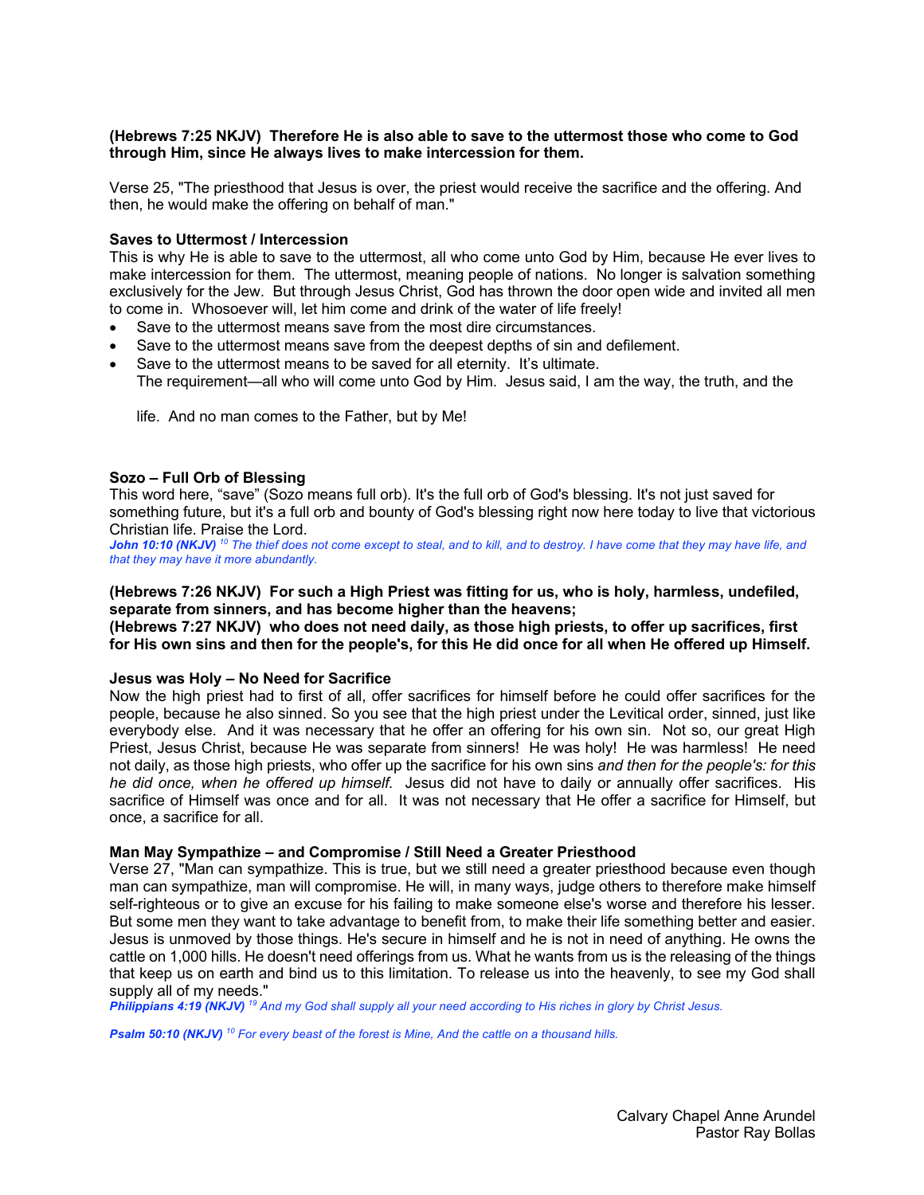**(Hebrews 7:25 NKJV) Therefore He is also able to save to the uttermost those who come to God through Him, since He always lives to make intercession for them.**

Verse 25, "The priesthood that Jesus is over, the priest would receive the sacrifice and the offering. And then, he would make the offering on behalf of man."

**Saves to Uttermost / Intercession**

This is why He is able to save to the uttermost, all who come unto God by Him, because He ever lives to make intercession for them. The uttermost, meaning people of nations. No longer is salvation something exclusively for the Jew. But through Jesus Christ, God has thrown the door open wide and invited all men to come in. Whosoever will, let him come and drink of the water of life freely!

- Save to the uttermost means save from the most dire circumstances.
- Save to the uttermost means save from the deepest depths of sin and defilement.
- Save to the uttermost means to be saved for all eternity. It's ultimate.
  The requirement—all who will come unto God by Him. Jesus said, I am the way, the truth, and the

  life. And no man comes to the Father, but by Me!

**Sozo – Full Orb of Blessing**

This word here, "save" (Sozo means full orb). It's the full orb of God's blessing. It's not just saved for something future, but it's a full orb and bounty of God's blessing right now here today to live that victorious Christian life. Praise the Lord.

***John 10:10 (NKJV)*** *[10] The thief does not come except to steal, and to kill, and to destroy. I have come that they may have life, and that they may have it more abundantly.*

**(Hebrews 7:26 NKJV) For such a High Priest was fitting for us, who is holy, harmless, undefiled, separate from sinners, and has become higher than the heavens;**

**(Hebrews 7:27 NKJV) who does not need daily, as those high priests, to offer up sacrifices, first for His own sins and then for the people's, for this He did once for all when He offered up Himself.**

**Jesus was Holy – No Need for Sacrifice**

Now the high priest had to first of all, offer sacrifices for himself before he could offer sacrifices for the people, because he also sinned. So you see that the high priest under the Levitical order, sinned, just like everybody else. And it was necessary that he offer an offering for his own sin. Not so, our great High Priest, Jesus Christ, because He was separate from sinners! He was holy! He was harmless! He need not daily, as those high priests, who offer up the sacrifice for his own sins *and then for the people's: for this he did once, when he offered up himself.* Jesus did not have to daily or annually offer sacrifices. His sacrifice of Himself was once and for all. It was not necessary that He offer a sacrifice for Himself, but once, a sacrifice for all.

**Man May Sympathize – and Compromise / Still Need a Greater Priesthood**

Verse 27, "Man can sympathize. This is true, but we still need a greater priesthood because even though man can sympathize, man will compromise. He will, in many ways, judge others to therefore make himself self-righteous or to give an excuse for his failing to make someone else's worse and therefore his lesser. But some men they want to take advantage to benefit from, to make their life something better and easier. Jesus is unmoved by those things. He's secure in himself and he is not in need of anything. He owns the cattle on 1,000 hills. He doesn't need offerings from us. What he wants from us is the releasing of the things that keep us on earth and bind us to this limitation. To release us into the heavenly, to see my God shall supply all of my needs."

***Philippians 4:19 (NKJV)*** *[19] And my God shall supply all your need according to His riches in glory by Christ Jesus.*

***Psalm 50:10 (NKJV)*** *[10] For every beast of the forest is Mine, And the cattle on a thousand hills.*

Calvary Chapel Anne Arundel
Pastor Ray Bollas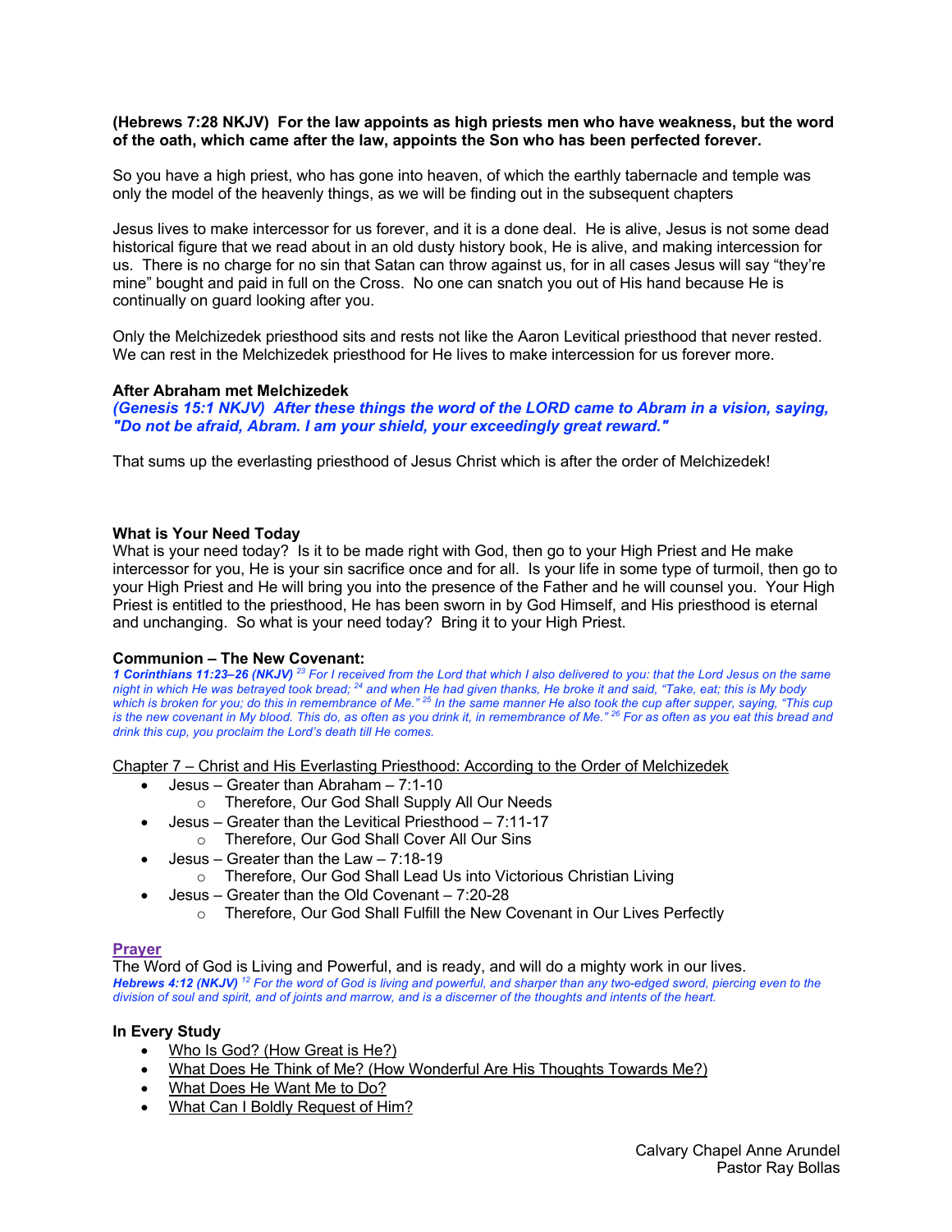**(Hebrews 7:28 NKJV) For the law appoints as high priests men who have weakness, but the word of the oath, which came after the law, appoints the Son who has been perfected forever.**

So you have a high priest, who has gone into heaven, of which the earthly tabernacle and temple was only the model of the heavenly things, as we will be finding out in the subsequent chapters

Jesus lives to make intercessor for us forever, and it is a done deal. He is alive, Jesus is not some dead historical figure that we read about in an old dusty history book, He is alive, and making intercession for us. There is no charge for no sin that Satan can throw against us, for in all cases Jesus will say "they're mine" bought and paid in full on the Cross. No one can snatch you out of His hand because He is continually on guard looking after you.

Only the Melchizedek priesthood sits and rests not like the Aaron Levitical priesthood that never rested. We can rest in the Melchizedek priesthood for He lives to make intercession for us forever more.

**After Abraham met Melchizedek**

***(Genesis 15:1 NKJV) After these things the word of the LORD came to Abram in a vision, saying, "Do not be afraid, Abram. I am your shield, your exceedingly great reward."***

That sums up the everlasting priesthood of Jesus Christ which is after the order of Melchizedek!

**What is Your Need Today**

What is your need today? Is it to be made right with God, then go to your High Priest and He make intercessor for you, He is your sin sacrifice once and for all. Is your life in some type of turmoil, then go to your High Priest and He will bring you into the presence of the Father and he will counsel you. Your High Priest is entitled to the priesthood, He has been sworn in by God Himself, and His priesthood is eternal and unchanging. So what is your need today? Bring it to your High Priest.

**Communion – The New Covenant:**

***1 Corinthians 11:23–26 (NKJV)*** *[23] For I received from the Lord that which I also delivered to you: that the Lord Jesus on the same night in which He was betrayed took bread; [24] and when He had given thanks, He broke it and said, "Take, eat; this is My body which is broken for you; do this in remembrance of Me." [25] In the same manner He also took the cup after supper, saying, "This cup is the new covenant in My blood. This do, as often as you drink it, in remembrance of Me." [26] For as often as you eat this bread and drink this cup, you proclaim the Lord's death till He comes.*

Chapter 7 – Christ and His Everlasting Priesthood: According to the Order of Melchizedek

- Jesus – Greater than Abraham – 7:1-10
  - Therefore, Our God Shall Supply All Our Needs
- Jesus – Greater than the Levitical Priesthood – 7:11-17
  - Therefore, Our God Shall Cover All Our Sins
- Jesus – Greater than the Law – 7:18-19
  - Therefore, Our God Shall Lead Us into Victorious Christian Living
- Jesus – Greater than the Old Covenant – 7:20-28
  - Therefore, Our God Shall Fulfill the New Covenant in Our Lives Perfectly

**Prayer**

The Word of God is Living and Powerful, and is ready, and will do a mighty work in our lives.

***Hebrews 4:12 (NKJV)*** *[12] For the word of God is living and powerful, and sharper than any two-edged sword, piercing even to the division of soul and spirit, and of joints and marrow, and is a discerner of the thoughts and intents of the heart.*

**In Every Study**

- Who Is God? (How Great is He?)
- What Does He Think of Me? (How Wonderful Are His Thoughts Towards Me?)
- What Does He Want Me to Do?
- What Can I Boldly Request of Him?

Calvary Chapel Anne Arundel
Pastor Ray Bollas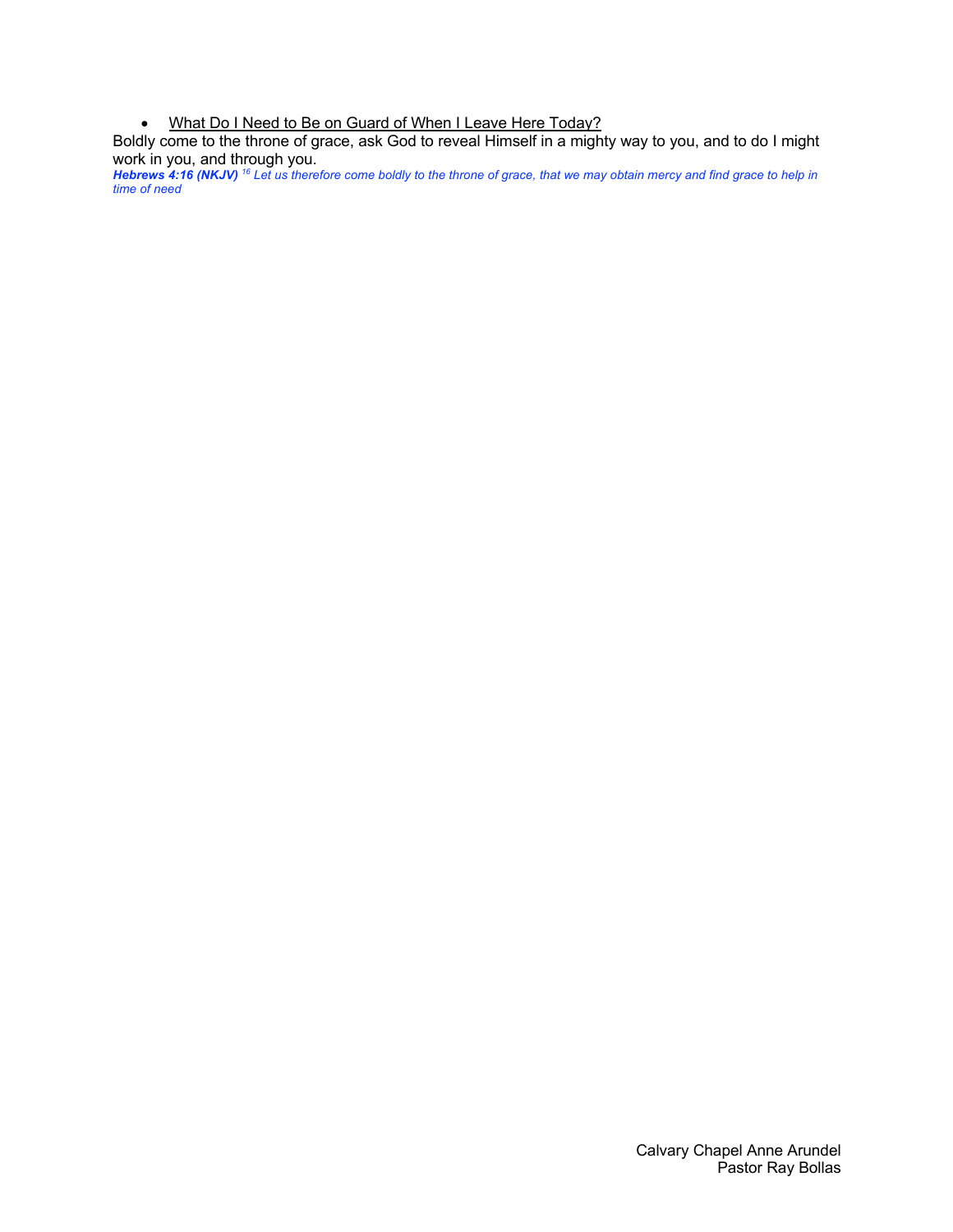- <u>What Do I Need to Be on Guard of When I Leave Here Today?</u>

Boldly come to the throne of grace, ask God to reveal Himself in a mighty way to you, and to do I might work in you, and through you.

***Hebrews 4:16 (NKJV)*** *[16] Let us therefore come boldly to the throne of grace, that we may obtain mercy and find grace to help in time of need*

Calvary Chapel Anne Arundel
Pastor Ray Bollas